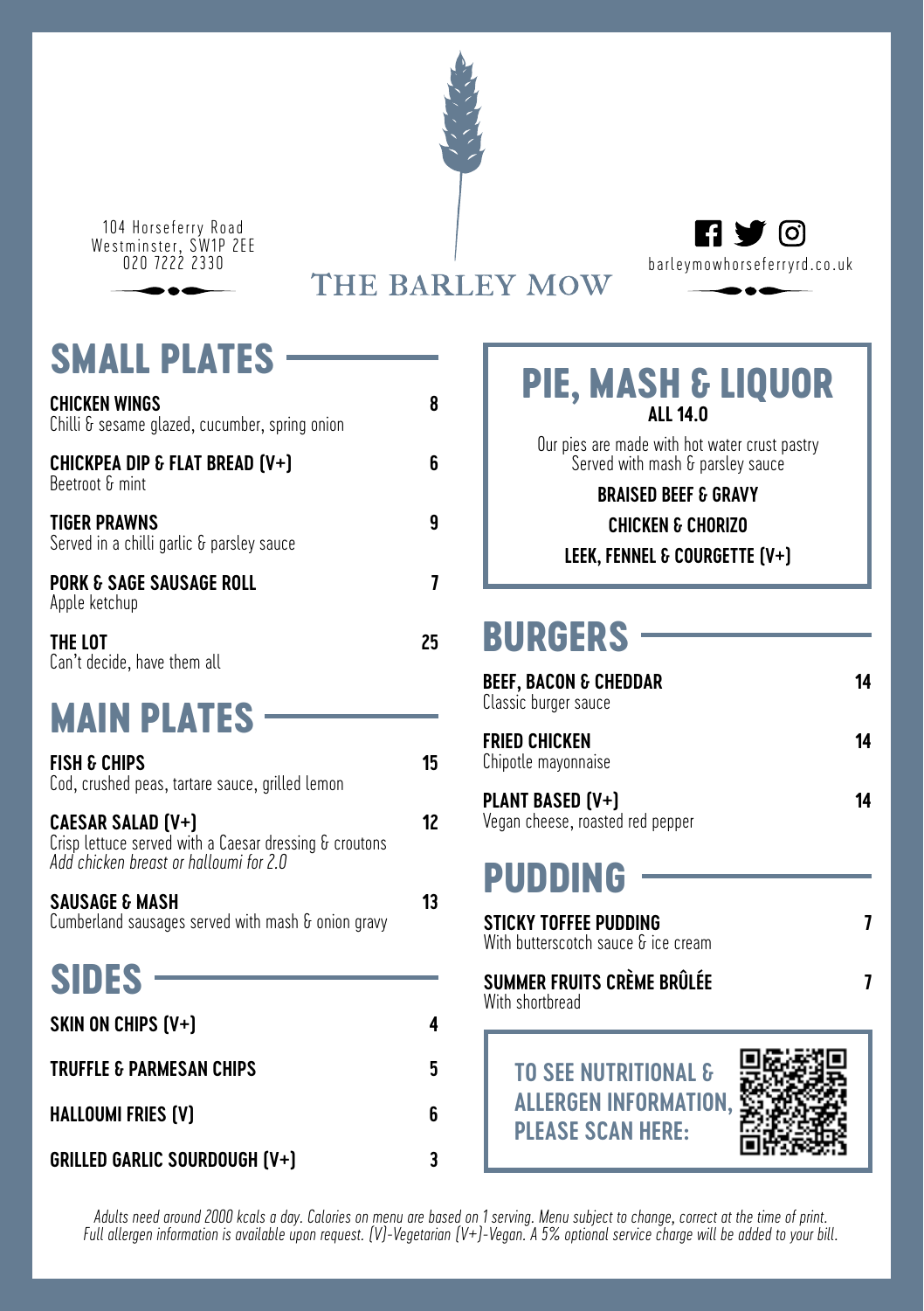104 Horseferry Road
Westminster, SW1P 2EE
020 7222 2330

# THE BARLEY MOW

barleymowhorseferryrd.co.uk

## SMALL PLATES

**CHICKEN WINGS** — 8
Chilli & sesame glazed, cucumber, spring onion

**CHICKPEA DIP & FLAT BREAD (V+)** — 6
Beetroot & mint

**TIGER PRAWNS** — 9
Served in a chilli garlic & parsley sauce

**PORK & SAGE SAUSAGE ROLL** — 7
Apple ketchup

**THE LOT** — 25
Can't decide, have them all

## MAIN PLATES

**FISH & CHIPS** — 15
Cod, crushed peas, tartare sauce, grilled lemon

**CAESAR SALAD (V+)** — 12
Crisp lettuce served with a Caesar dressing & croutons
*Add chicken breast or halloumi for 2.0*

**SAUSAGE & MASH** — 13
Cumberland sausages served with mash & onion gravy

## SIDES

**SKIN ON CHIPS (V+)** — 4

**TRUFFLE & PARMESAN CHIPS** — 5

**HALLOUMI FRIES (V)** — 6

**GRILLED GARLIC SOURDOUGH (V+)** — 3

## PIE, MASH & LIQUOR

**ALL 14.0**

Our pies are made with hot water crust pastry
Served with mash & parsley sauce

**BRAISED BEEF & GRAVY**

**CHICKEN & CHORIZO**

**LEEK, FENNEL & COURGETTE (V+)**

## BURGERS

**BEEF, BACON & CHEDDAR** — 14
Classic burger sauce

**FRIED CHICKEN** — 14
Chipotle mayonnaise

**PLANT BASED (V+)** — 14
Vegan cheese, roasted red pepper

## PUDDING

**STICKY TOFFEE PUDDING** — 7
With butterscotch sauce & ice cream

**SUMMER FRUITS CRÈME BRÛLÉE** — 7
With shortbread

**TO SEE NUTRITIONAL & ALLERGEN INFORMATION, PLEASE SCAN HERE:**

*Adults need around 2000 kcals a day. Calories on menu are based on 1 serving. Menu subject to change, correct at the time of print. Full allergen information is available upon request. (V)-Vegetarian (V+)-Vegan. A 5% optional service charge will be added to your bill.*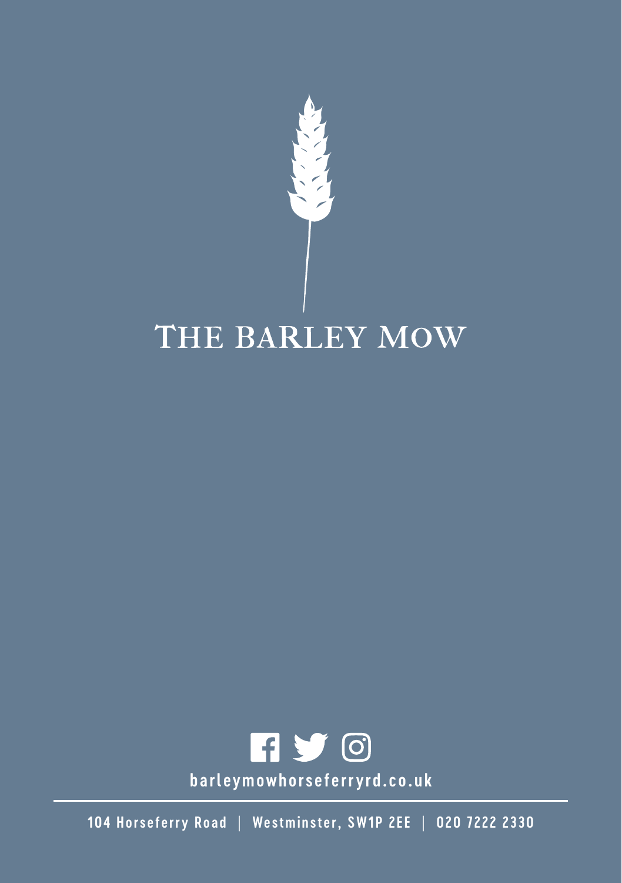# THE BARLEY MOW

barleymowhorseferryrd.co.uk

104 Horseferry Road | Westminster, SW1P 2EE | 020 7222 2330